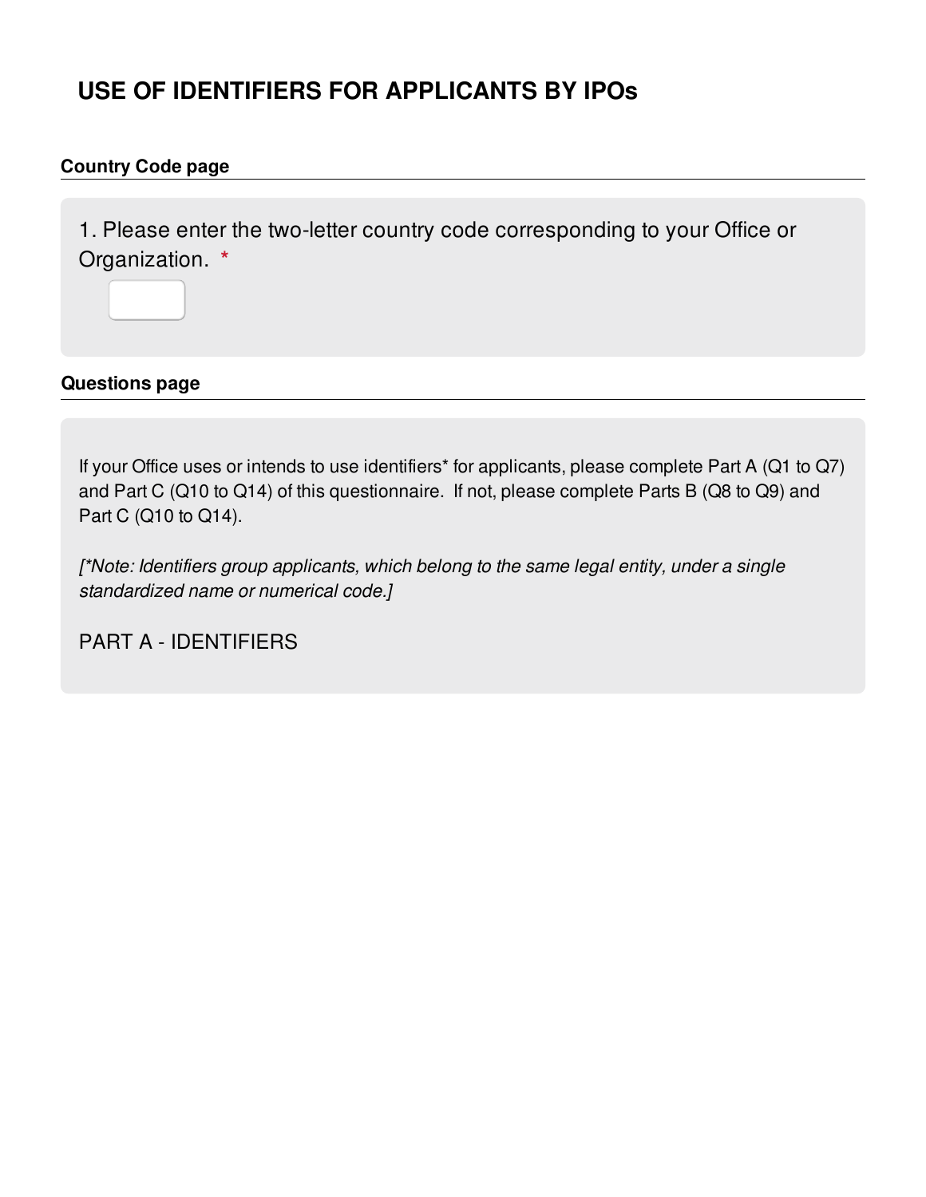# USE OF IDENTIFIERS FOR APPLICANTS BY IPOs

## Country Code page

1. Please enter the two-letter country code corresponding to your Office or Organization. *

## Questions page

If your Office uses or intends to use identifiers* for applicants, please complete Part A (Q1 to Q7) and Part C (Q10 to Q14) of this questionnaire. If not, please complete Parts B (Q8 to Q9) and Part C (Q10 to Q14).

*[*Note: Identifiers group applicants, which belong to the same legal entity, under a single standardized name or numerical code.]*

PART A - IDENTIFIERS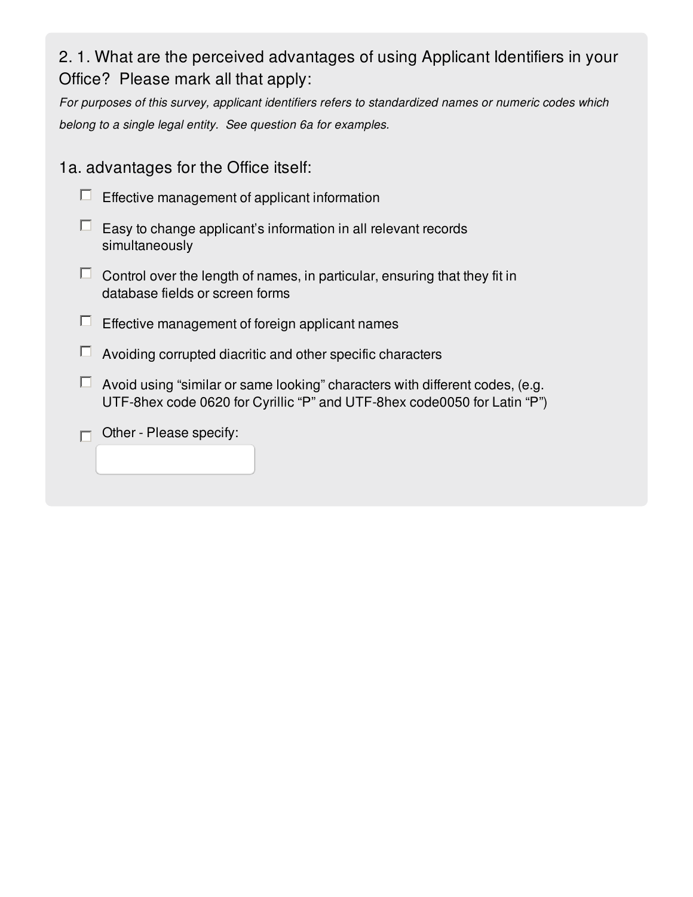## 2. 1. What are the perceived advantages of using Applicant Identifiers in your Office? Please mark all that apply:

*For purposes of this survey, applicant identifiers refers to standardized names or numeric codes which belong to a single legal entity. See question 6a for examples.*

### 1a. advantages for the Office itself:

- ☐ Effective management of applicant information
- ☐ Easy to change applicant's information in all relevant records simultaneously
- ☐ Control over the length of names, in particular, ensuring that they fit in database fields or screen forms
- ☐ Effective management of foreign applicant names
- ☐ Avoiding corrupted diacritic and other specific characters
- ☐ Avoid using "similar or same looking" characters with different codes, (e.g. UTF-8hex code 0620 for Cyrillic "P" and UTF-8hex code0050 for Latin "P")
- ☐ Other - Please specify: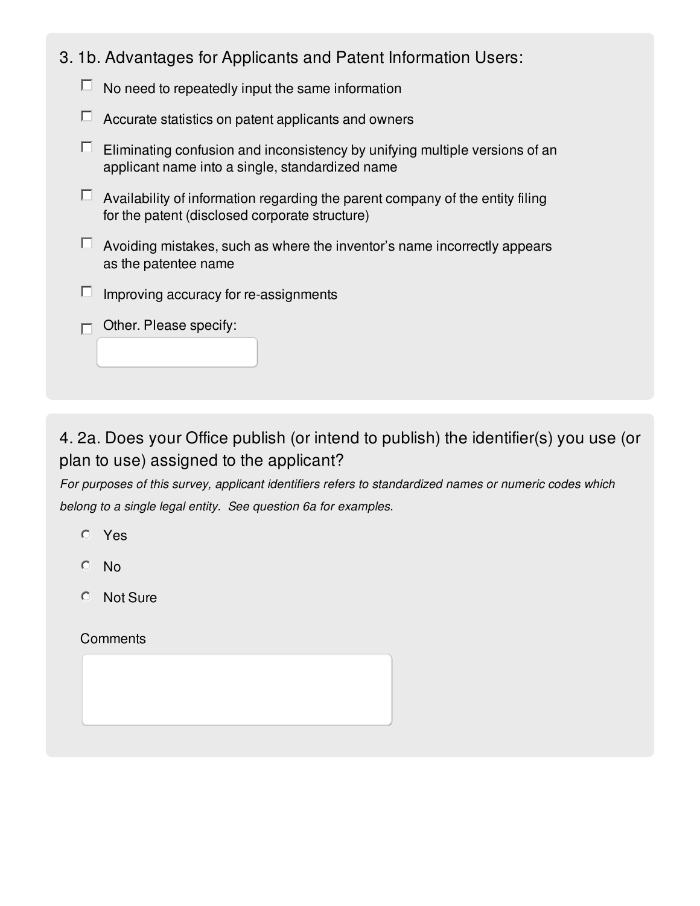### 3. 1b. Advantages for Applicants and Patent Information Users:

- [ ] No need to repeatedly input the same information
- [ ] Accurate statistics on patent applicants and owners
- [ ] Eliminating confusion and inconsistency by unifying multiple versions of an applicant name into a single, standardized name
- [ ] Availability of information regarding the parent company of the entity filing for the patent (disclosed corporate structure)
- [ ] Avoiding mistakes, such as where the inventor's name incorrectly appears as the patentee name
- [ ] Improving accuracy for re-assignments
- [ ] Other. Please specify:

### 4. 2a. Does your Office publish (or intend to publish) the identifier(s) you use (or plan to use) assigned to the applicant?

*For purposes of this survey, applicant identifiers refers to standardized names or numeric codes which belong to a single legal entity. See question 6a for examples.*

- ○ Yes
- ○ No
- ○ Not Sure

Comments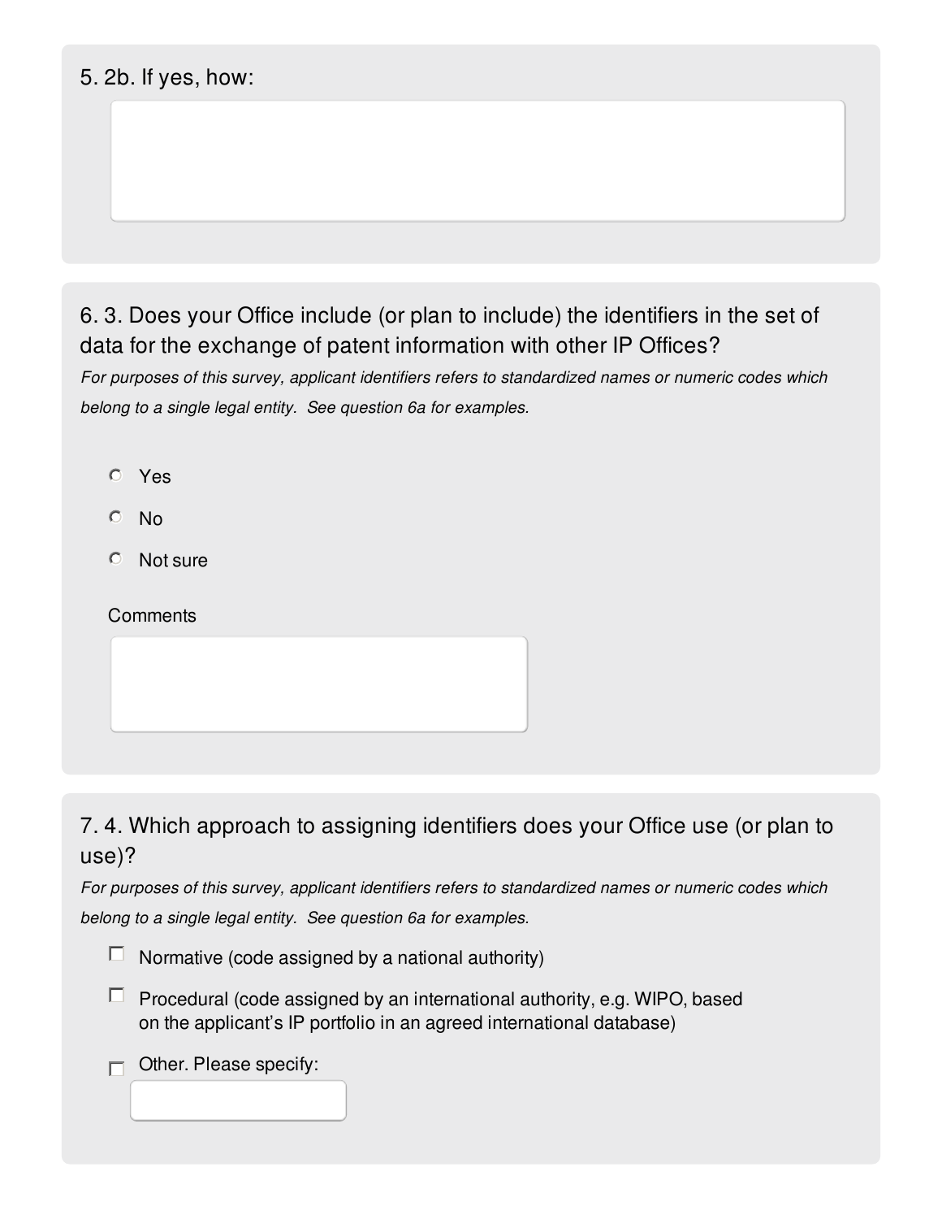5. 2b. If yes, how:

6. 3. Does your Office include (or plan to include) the identifiers in the set of data for the exchange of patent information with other IP Offices?

*For purposes of this survey, applicant identifiers refers to standardized names or numeric codes which belong to a single legal entity. See question 6a for examples.*

- ○ Yes
- ○ No
- ○ Not sure

Comments

7. 4. Which approach to assigning identifiers does your Office use (or plan to use)?

*For purposes of this survey, applicant identifiers refers to standardized names or numeric codes which belong to a single legal entity. See question 6a for examples.*

- ☐ Normative (code assigned by a national authority)
- ☐ Procedural (code assigned by an international authority, e.g. WIPO, based on the applicant’s IP portfolio in an agreed international database)
- ☐ Other. Please specify: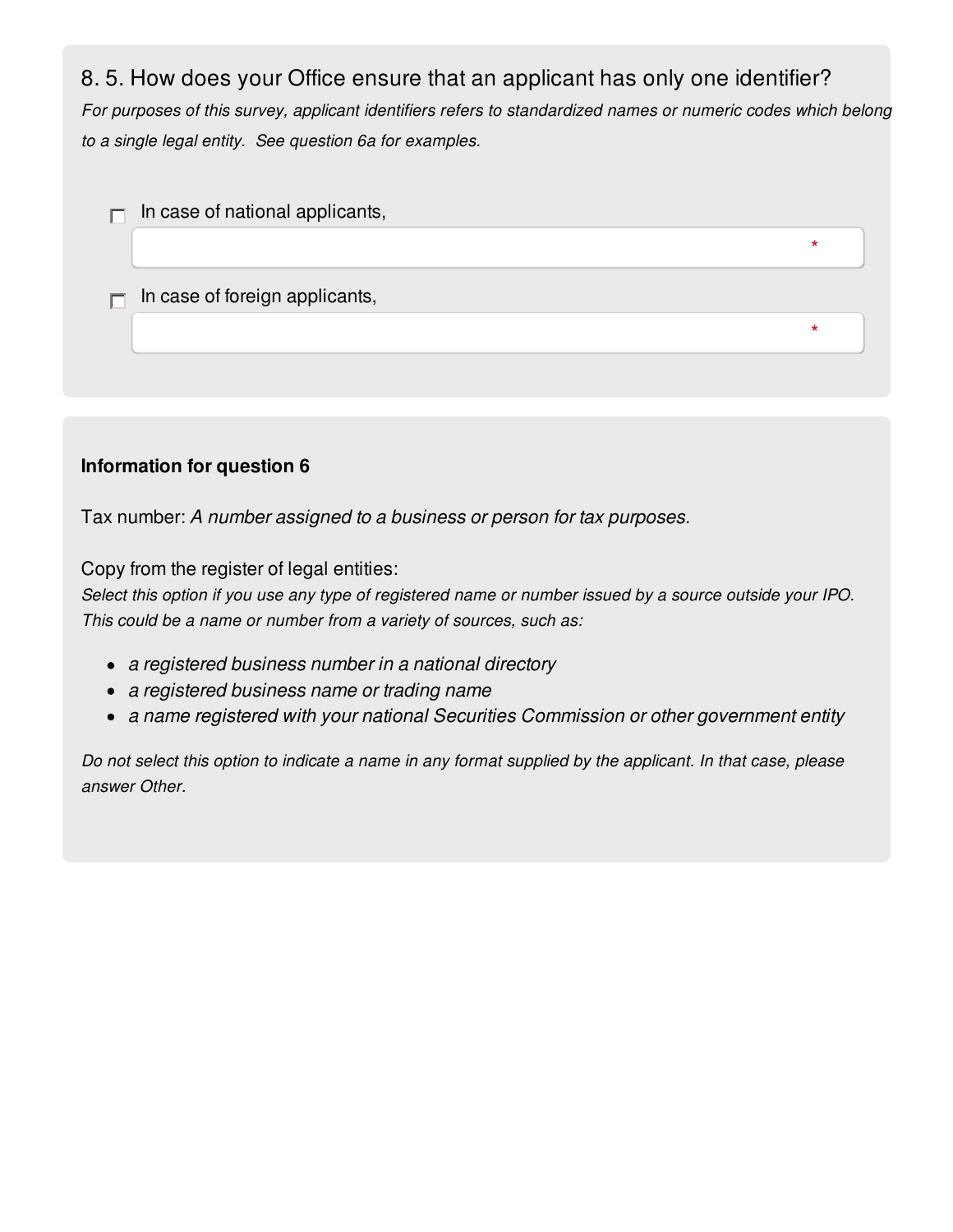## 8. 5. How does your Office ensure that an applicant has only one identifier?

*For purposes of this survey, applicant identifiers refers to standardized names or numeric codes which belong to a single legal entity. See question 6a for examples.*

- [ ] In case of national applicants,

  \_\_\_\_\_\_\_\_\_\_\_\_\_\_\_\_\_\_\_\_ *

- [ ] In case of foreign applicants,

  \_\_\_\_\_\_\_\_\_\_\_\_\_\_\_\_\_\_\_\_ *

**Information for question 6**

Tax number: *A number assigned to a business or person for tax purposes.*

Copy from the register of legal entities:
*Select this option if you use any type of registered name or number issued by a source outside your IPO. This could be a name or number from a variety of sources, such as:*

- *a registered business number in a national directory*
- *a registered business name or trading name*
- *a name registered with your national Securities Commission or other government entity*

*Do not select this option to indicate a name in any format supplied by the applicant. In that case, please answer Other.*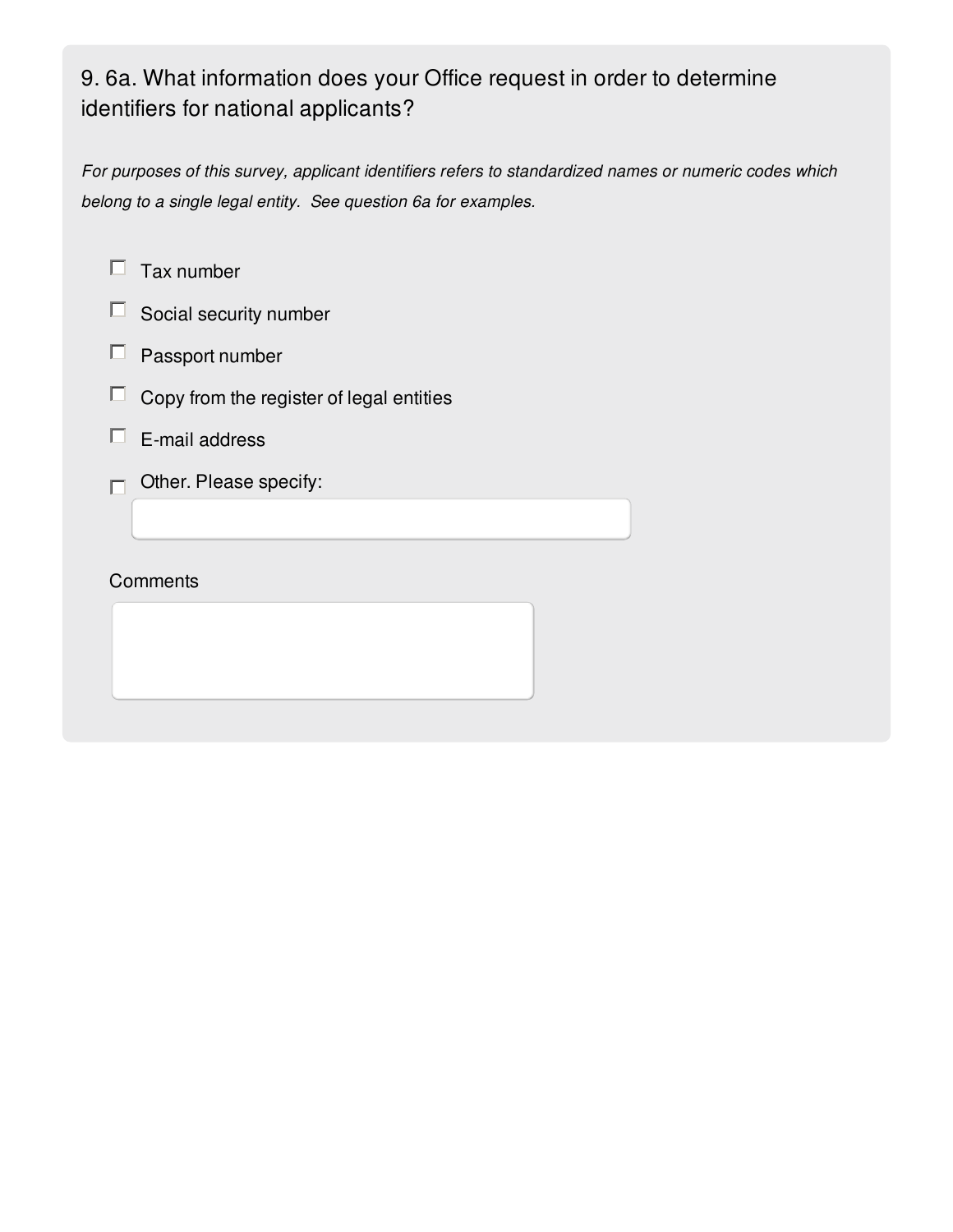## 9. 6a. What information does your Office request in order to determine identifiers for national applicants?

*For purposes of this survey, applicant identifiers refers to standardized names or numeric codes which belong to a single legal entity. See question 6a for examples.*

- [ ] Tax number
- [ ] Social security number
- [ ] Passport number
- [ ] Copy from the register of legal entities
- [ ] E-mail address
- [ ] Other. Please specify:

Comments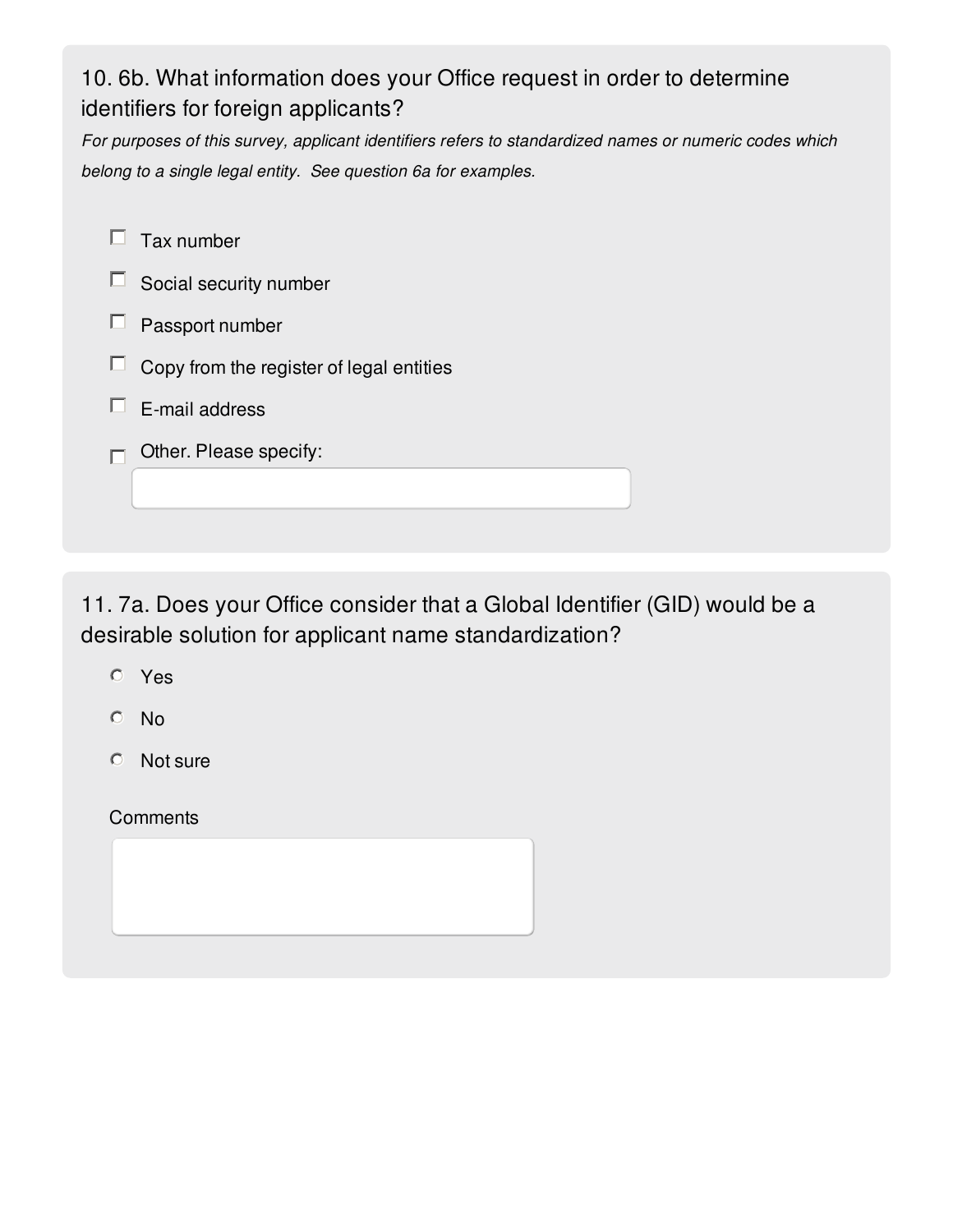## 10. 6b. What information does your Office request in order to determine identifiers for foreign applicants?

*For purposes of this survey, applicant identifiers refers to standardized names or numeric codes which belong to a single legal entity. See question 6a for examples.*

- [ ] Tax number
- [ ] Social security number
- [ ] Passport number
- [ ] Copy from the register of legal entities
- [ ] E-mail address
- [ ] Other. Please specify:

## 11. 7a. Does your Office consider that a Global Identifier (GID) would be a desirable solution for applicant name standardization?

- ( ) Yes
- ( ) No
- ( ) Not sure

Comments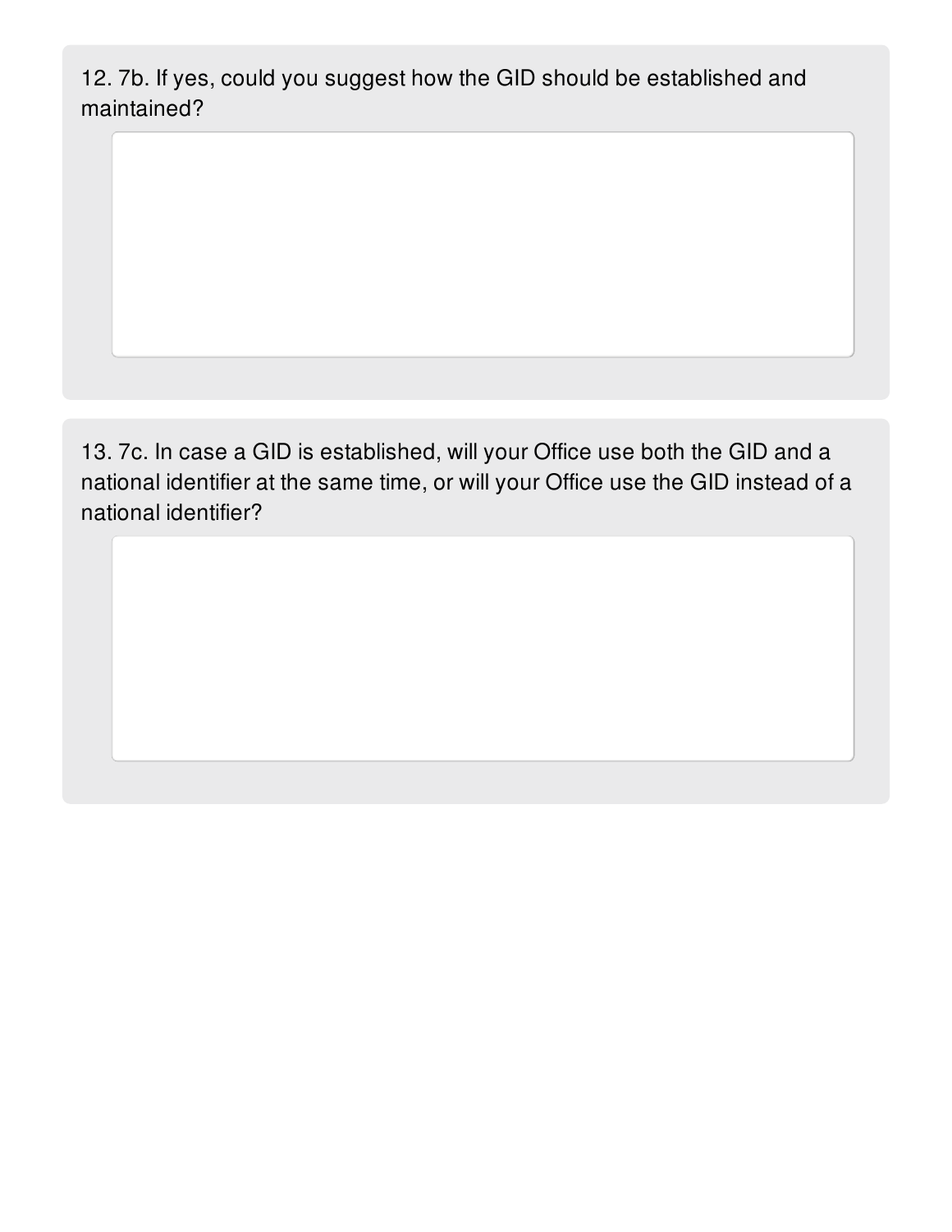12. 7b. If yes, could you suggest how the GID should be established and maintained?

13. 7c. In case a GID is established, will your Office use both the GID and a national identifier at the same time, or will your Office use the GID instead of a national identifier?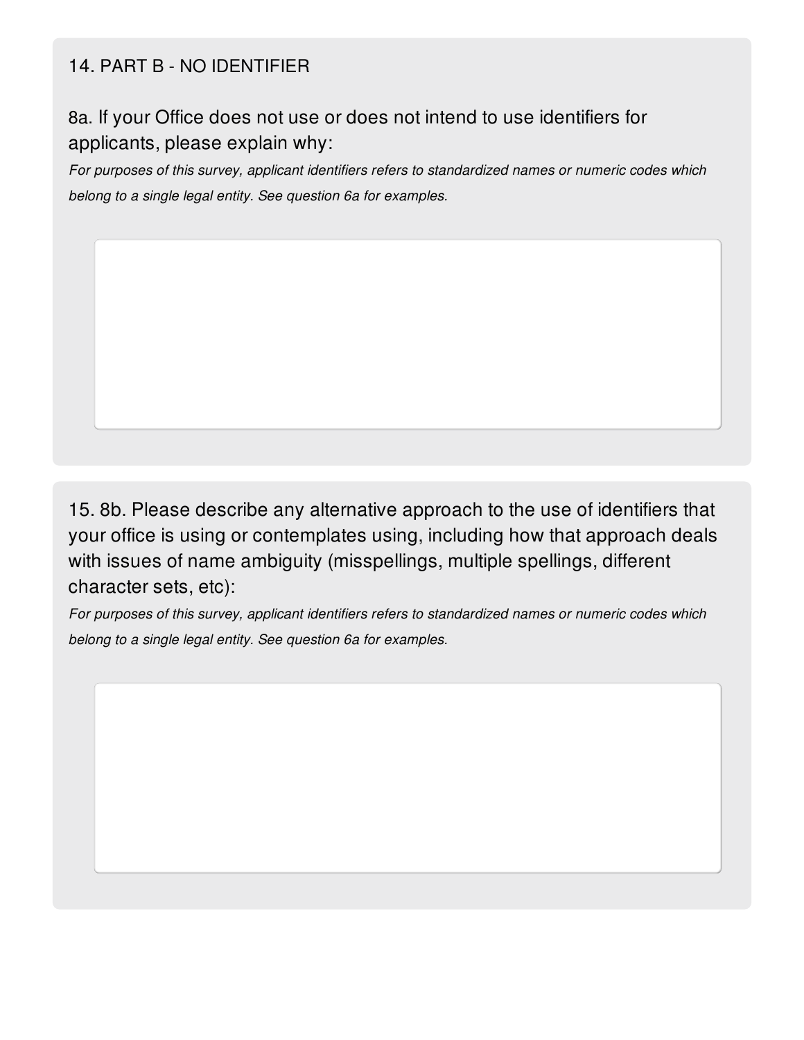## 14. PART B - NO IDENTIFIER

### 8a. If your Office does not use or does not intend to use identifiers for applicants, please explain why:

*For purposes of this survey, applicant identifiers refers to standardized names or numeric codes which belong to a single legal entity. See question 6a for examples.*

## 15. 8b. Please describe any alternative approach to the use of identifiers that your office is using or contemplates using, including how that approach deals with issues of name ambiguity (misspellings, multiple spellings, different character sets, etc):

*For purposes of this survey, applicant identifiers refers to standardized names or numeric codes which belong to a single legal entity. See question 6a for examples.*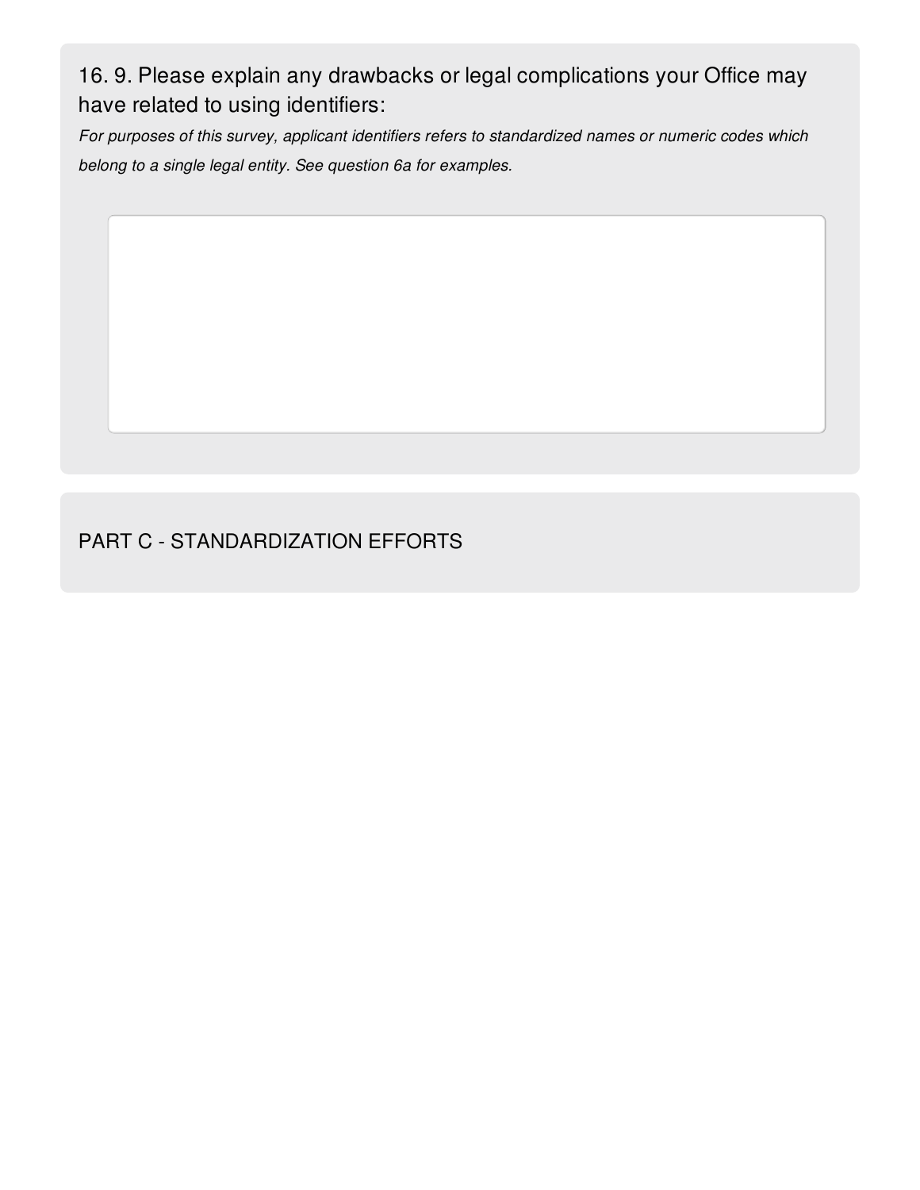## 16. 9. Please explain any drawbacks or legal complications your Office may have related to using identifiers:

*For purposes of this survey, applicant identifiers refers to standardized names or numeric codes which belong to a single legal entity. See question 6a for examples.*

## PART C - STANDARDIZATION EFFORTS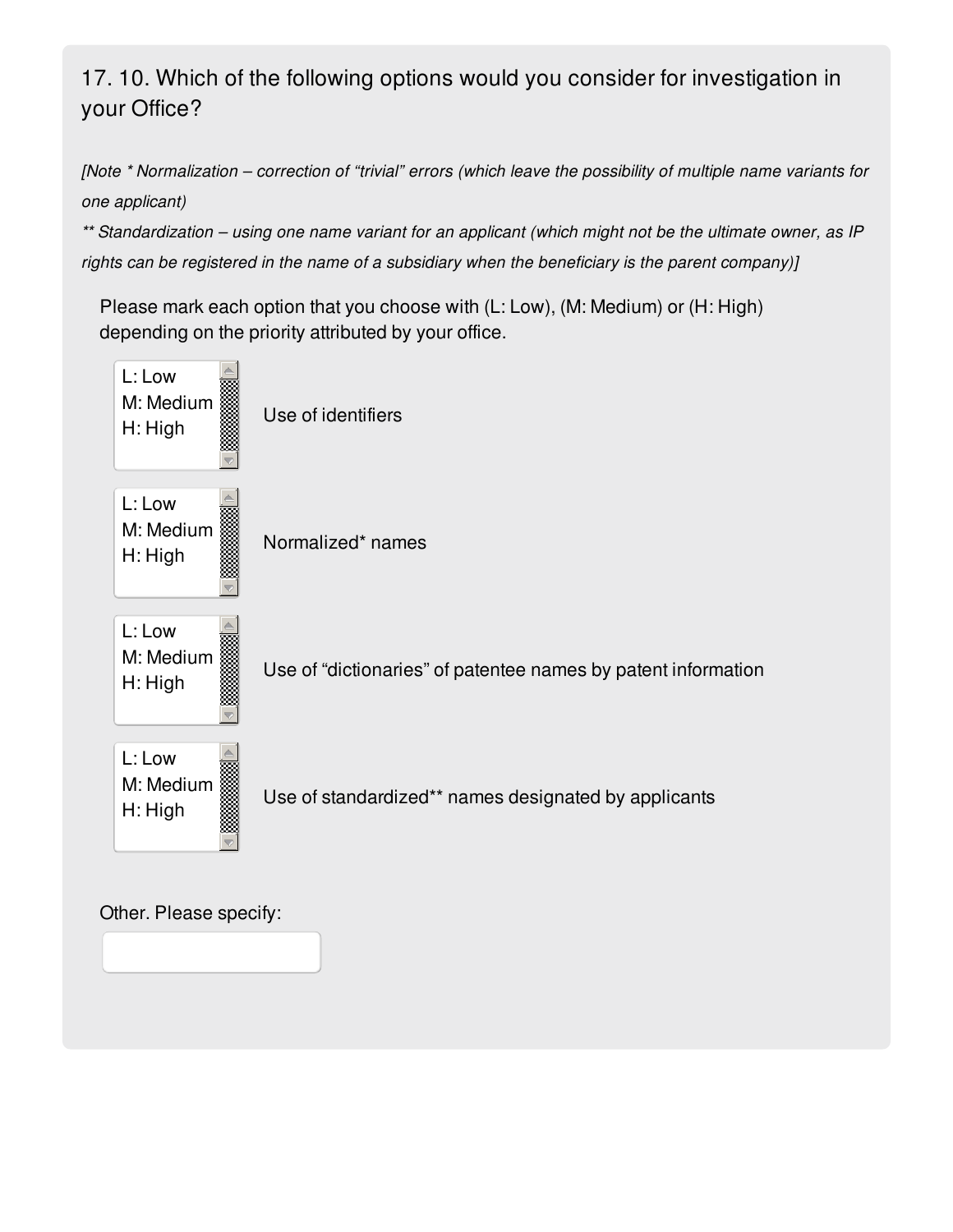## 17. 10. Which of the following options would you consider for investigation in your Office?

*[Note * Normalization – correction of "trivial" errors (which leave the possibility of multiple name variants for one applicant)*

*** Standardization – using one name variant for an applicant (which might not be the ultimate owner, as IP rights can be registered in the name of a subsidiary when the beneficiary is the parent company)]*

Please mark each option that you choose with (L: Low), (M: Medium) or (H: High) depending on the priority attributed by your office.

| Priority | Option |
|---|---|
| L: Low / M: Medium / H: High | Use of identifiers |
| L: Low / M: Medium / H: High | Normalized* names |
| L: Low / M: Medium / H: High | Use of "dictionaries" of patentee names by patent information |
| L: Low / M: Medium / H: High | Use of standardized** names designated by applicants |

Other. Please specify: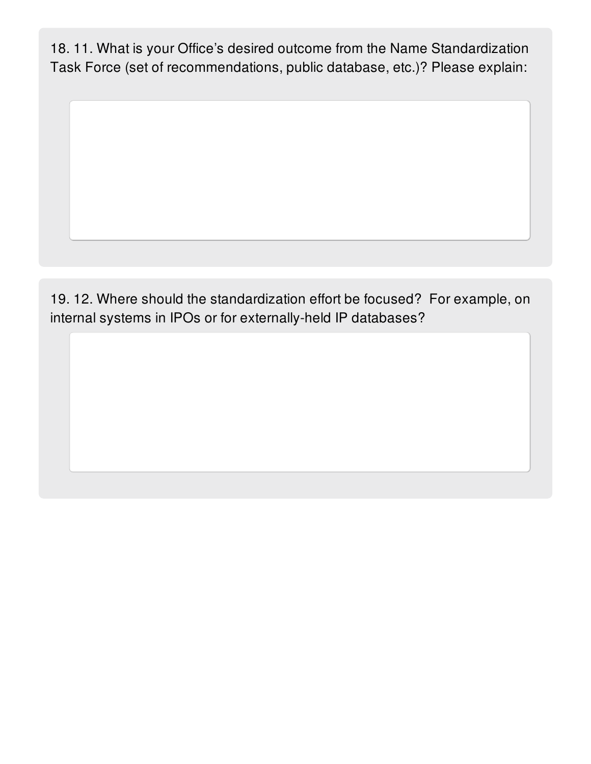18. 11. What is your Office's desired outcome from the Name Standardization Task Force (set of recommendations, public database, etc.)? Please explain:

19. 12. Where should the standardization effort be focused? For example, on internal systems in IPOs or for externally-held IP databases?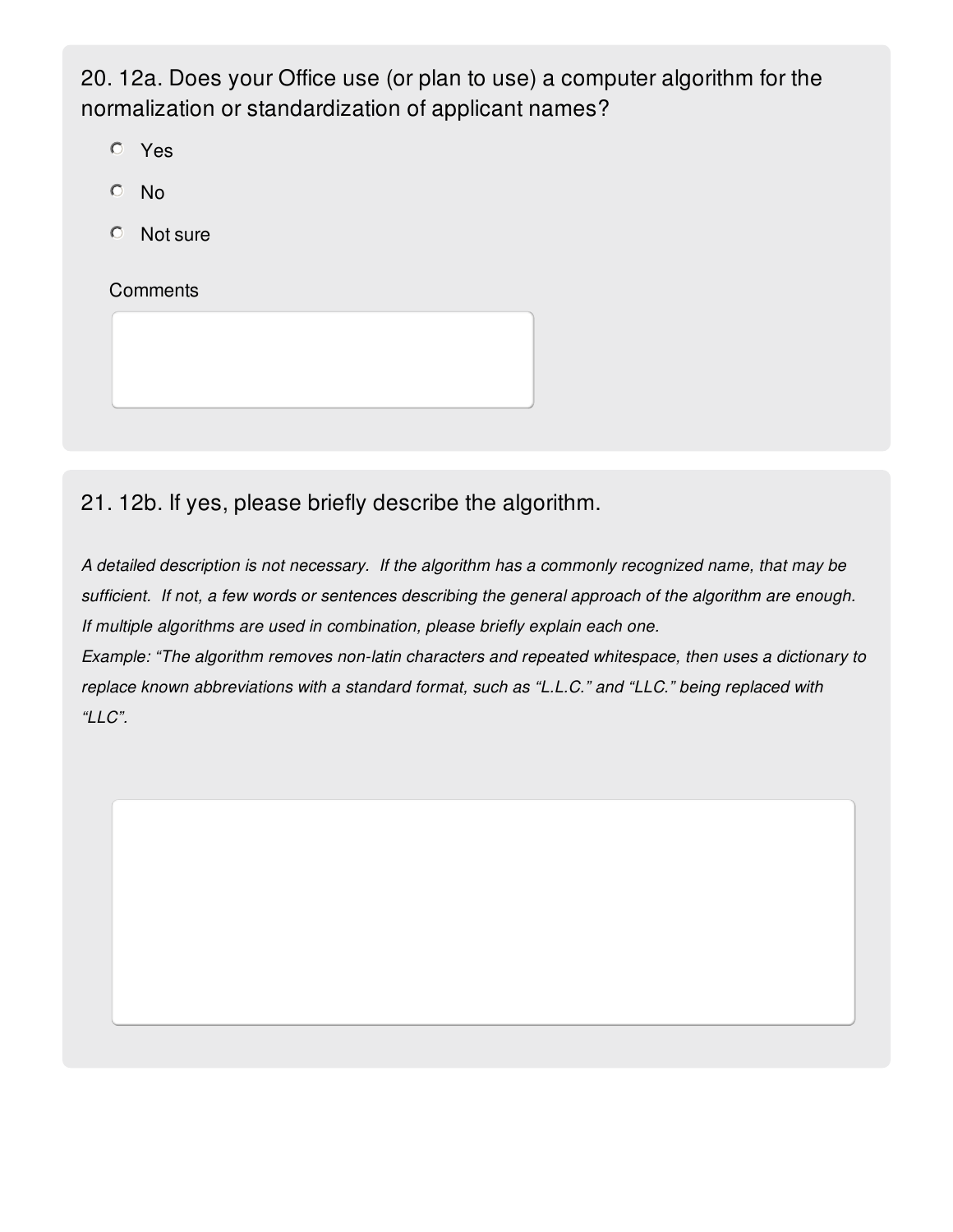## 20. 12a. Does your Office use (or plan to use) a computer algorithm for the normalization or standardization of applicant names?

- Yes
- No
- Not sure

Comments

## 21. 12b. If yes, please briefly describe the algorithm.

*A detailed description is not necessary. If the algorithm has a commonly recognized name, that may be sufficient. If not, a few words or sentences describing the general approach of the algorithm are enough. If multiple algorithms are used in combination, please briefly explain each one.*
*Example: "The algorithm removes non-latin characters and repeated whitespace, then uses a dictionary to replace known abbreviations with a standard format, such as "L.L.C." and "LLC." being replaced with "LLC".*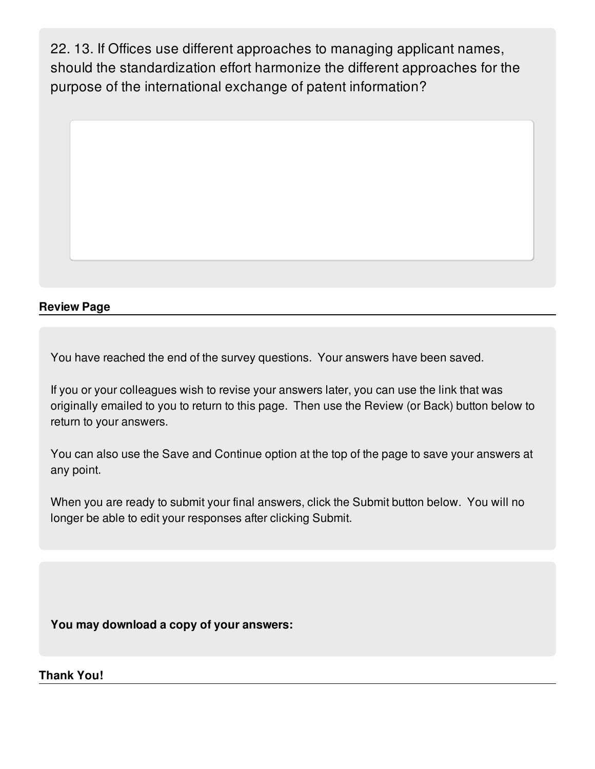22. 13. If Offices use different approaches to managing applicant names, should the standardization effort harmonize the different approaches for the purpose of the international exchange of patent information?

**Review Page**

You have reached the end of the survey questions. Your answers have been saved.

If you or your colleagues wish to revise your answers later, you can use the link that was originally emailed to you to return to this page. Then use the Review (or Back) button below to return to your answers.

You can also use the Save and Continue option at the top of the page to save your answers at any point.

When you are ready to submit your final answers, click the Submit button below. You will no longer be able to edit your responses after clicking Submit.

**You may download a copy of your answers:**

**Thank You!**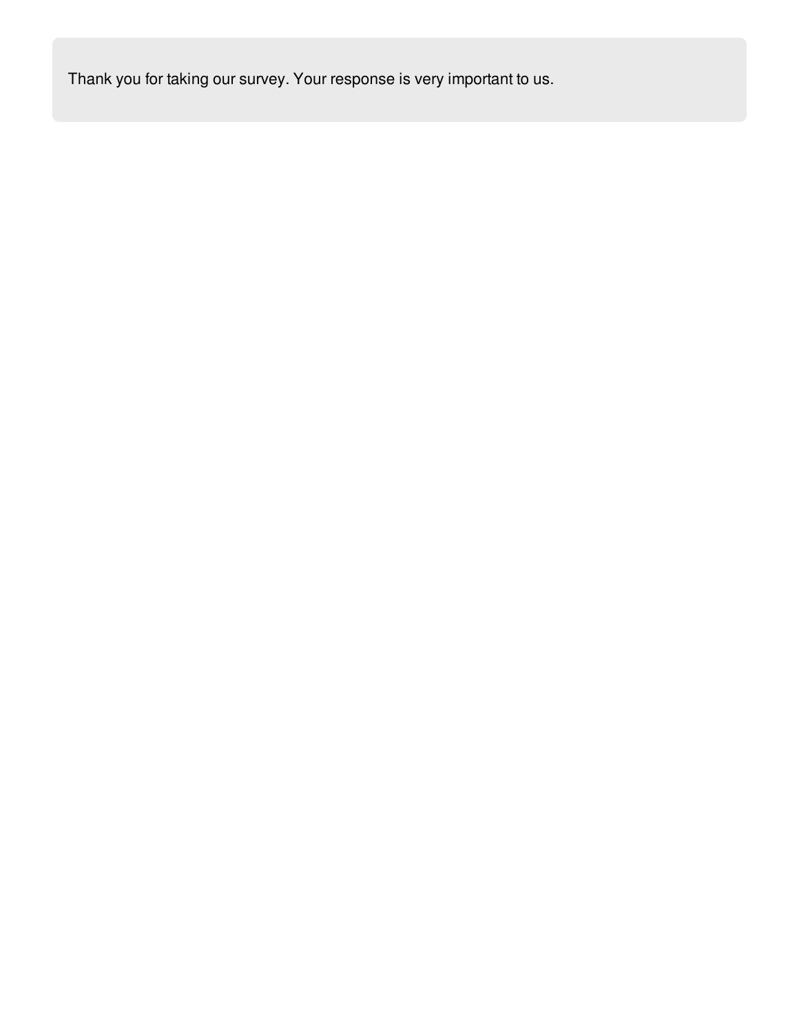Thank you for taking our survey. Your response is very important to us.